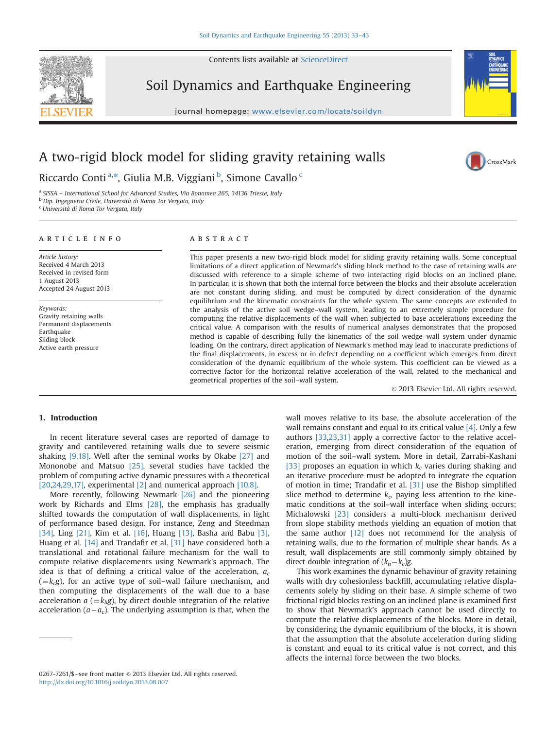Contents lists available at ScienceDirect

Soil Dynamics and Earthquake Engineering

journal homepage: www.elsevier.com/locate/soildyn

# A two-rigid block model for sliding gravity retaining walls

Riccardo Conti [a,*], Giulia M.B. Viggiani [b], Simone Cavallo [c]

[a] SISSA – International School for Advanced Studies, Via Bonomea 265, 34136 Trieste, Italy
[b] Dip. Ingegneria Civile, Università di Roma Tor Vergata, Italy
[c] Università di Roma Tor Vergata, Italy

## ARTICLE INFO

*Article history:*
Received 4 March 2013
Received in revised form
1 August 2013
Accepted 24 August 2013

*Keywords:*
Gravity retaining walls
Permanent displacements
Earthquake
Sliding block
Active earth pressure

## ABSTRACT

This paper presents a new two-rigid block model for sliding gravity retaining walls. Some conceptual limitations of a direct application of Newmark's sliding block method to the case of retaining walls are discussed with reference to a simple scheme of two interacting rigid blocks on an inclined plane. In particular, it is shown that both the internal force between the blocks and their absolute acceleration are not constant during sliding, and must be computed by direct consideration of the dynamic equilibrium and the kinematic constraints for the whole system. The same concepts are extended to the analysis of the active soil wedge–wall system, leading to an extremely simple procedure for computing the relative displacements of the wall when subjected to base accelerations exceeding the critical value. A comparison with the results of numerical analyses demonstrates that the proposed method is capable of describing fully the kinematics of the soil wedge–wall system under dynamic loading. On the contrary, direct application of Newmark's method may lead to inaccurate predictions of the final displacements, in excess or in defect depending on a coefficient which emerges from direct consideration of the dynamic equilibrium of the whole system. This coefficient can be viewed as a corrective factor for the horizontal relative acceleration of the wall, related to the mechanical and geometrical properties of the soil–wall system.

© 2013 Elsevier Ltd. All rights reserved.

## 1. Introduction

In recent literature several cases are reported of damage to gravity and cantilevered retaining walls due to severe seismic shaking [9,18]. Well after the seminal works by Okabe [27] and Mononobe and Matsuo [25], several studies have tackled the problem of computing active dynamic pressures with a theoretical [20,24,29,17], experimental [2] and numerical approach [10,8].

More recently, following Newmark [26] and the pioneering work by Richards and Elms [28], the emphasis has gradually shifted towards the computation of wall displacements, in light of performance based design. For instance, Zeng and Steedman [34], Ling [21], Kim et al. [16], Huang [13], Basha and Babu [3], Huang et al. [14] and Trandafir et al. [31] have considered both a translational and rotational failure mechanism for the wall to compute relative displacements using Newmark's approach. The idea is that of defining a critical value of the acceleration, $a_c$ ($=k_c g$), for an active type of soil–wall failure mechanism, and then computing the displacements of the wall due to a base acceleration $a$ ($=k_h g$), by direct double integration of the relative acceleration ($a-a_c$). The underlying assumption is that, when the wall moves relative to its base, the absolute acceleration of the wall remains constant and equal to its critical value [4]. Only a few authors [33,23,31] apply a corrective factor to the relative acceleration, emerging from direct consideration of the equation of motion of the soil–wall system. More in detail, Zarrabi-Kashani [33] proposes an equation in which $k_c$ varies during shaking and an iterative procedure must be adopted to integrate the equation of motion in time; Trandafir et al. [31] use the Bishop simplified slice method to determine $k_c$, paying less attention to the kinematic conditions at the soil–wall interface when sliding occurs; Michalowski [23] considers a multi-block mechanism derived from slope stability methods yielding an equation of motion that the same author [12] does not recommend for the analysis of retaining walls, due to the formation of multiple shear bands. As a result, wall displacements are still commonly simply obtained by direct double integration of $(k_h-k_c)g$.

This work examines the dynamic behaviour of gravity retaining walls with dry cohesionless backfill, accumulating relative displacements solely by sliding on their base. A simple scheme of two frictional rigid blocks resting on an inclined plane is examined first to show that Newmark's approach cannot be used directly to compute the relative displacements of the blocks. More in detail, by considering the dynamic equilibrium of the blocks, it is shown that the assumption that the absolute acceleration during sliding is constant and equal to its critical value is not correct, and this affects the internal force between the two blocks.

0267-7261/$ - see front matter © 2013 Elsevier Ltd. All rights reserved.
http://dx.doi.org/10.1016/j.soildyn.2013.08.007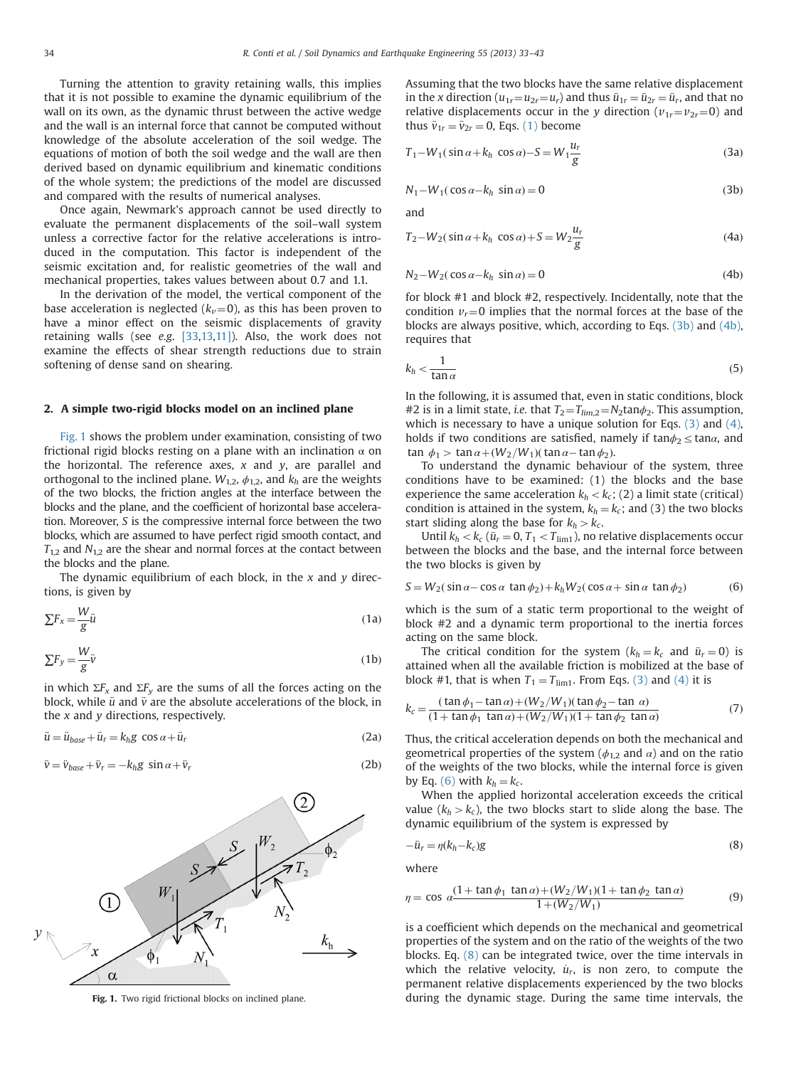Turning the attention to gravity retaining walls, this implies that it is not possible to examine the dynamic equilibrium of the wall on its own, as the dynamic thrust between the active wedge and the wall is an internal force that cannot be computed without knowledge of the absolute acceleration of the soil wedge. The equations of motion of both the soil wedge and the wall are then derived based on dynamic equilibrium and kinematic conditions of the whole system; the predictions of the model are discussed and compared with the results of numerical analyses.

Once again, Newmark's approach cannot be used directly to evaluate the permanent displacements of the soil–wall system unless a corrective factor for the relative accelerations is introduced in the computation. This factor is independent of the seismic excitation and, for realistic geometries of the wall and mechanical properties, takes values between about 0.7 and 1.1.

In the derivation of the model, the vertical component of the base acceleration is neglected ($k_v=0$), as this has been proven to have a minor effect on the seismic displacements of gravity retaining walls (see *e.g.* [33,13,11]). Also, the work does not examine the effects of shear strength reductions due to strain softening of dense sand on shearing.

## 2. A simple two-rigid blocks model on an inclined plane

Fig. 1 shows the problem under examination, consisting of two frictional rigid blocks resting on a plane with an inclination $\alpha$ on the horizontal. The reference axes, $x$ and $y$, are parallel and orthogonal to the inclined plane. $W_{1,2}$, $\phi_{1,2}$, and $k_h$ are the weights of the two blocks, the friction angles at the interface between the blocks and the plane, and the coefficient of horizontal base acceleration. Moreover, $S$ is the compressive internal force between the two blocks, which are assumed to have perfect rigid smooth contact, and $T_{1,2}$ and $N_{1,2}$ are the shear and normal forces at the contact between the blocks and the plane.

The dynamic equilibrium of each block, in the $x$ and $y$ directions, is given by

$$\Sigma F_x = \frac{W}{g}\ddot{u} \tag{1a}$$

$$\Sigma F_y = \frac{W}{g}\ddot{v} \tag{1b}$$

in which $\Sigma F_x$ and $\Sigma F_y$ are the sums of all the forces acting on the block, while $\ddot{u}$ and $\ddot{v}$ are the absolute accelerations of the block, in the $x$ and $y$ directions, respectively.

$$\ddot{u} = \ddot{u}_{base} + \ddot{u}_r = k_h g \cos\alpha + \ddot{u}_r \tag{2a}$$

$$\ddot{v} = \ddot{v}_{base} + \ddot{v}_r = -k_h g \sin\alpha + \ddot{v}_r \tag{2b}$$

Fig. 1. Two rigid frictional blocks on inclined plane.

Assuming that the two blocks have the same relative displacement in the $x$ direction ($u_{1r}=u_{2r}=u_r$) and thus $\ddot{u}_{1r}=\ddot{u}_{2r}=\ddot{u}_r$, and that no relative displacements occur in the $y$ direction ($v_{1r}=v_{2r}=0$) and thus $\ddot{v}_{1r}=\ddot{v}_{2r}=0$, Eqs. (1) become

$$T_1 - W_1(\sin\alpha + k_h \cos\alpha) - S = W_1\frac{u_r}{g} \tag{3a}$$

$$N_1 - W_1(\cos\alpha - k_h \sin\alpha) = 0 \tag{3b}$$

and

$$T_2 - W_2(\sin\alpha + k_h \cos\alpha) + S = W_2\frac{u_r}{g} \tag{4a}$$

$$N_2 - W_2(\cos\alpha - k_h \sin\alpha) = 0 \tag{4b}$$

for block #1 and block #2, respectively. Incidentally, note that the condition $v_r=0$ implies that the normal forces at the base of the blocks are always positive, which, according to Eqs. (3b) and (4b), requires that

$$k_h < \frac{1}{\tan\alpha} \tag{5}$$

In the following, it is assumed that, even in static conditions, block #2 is in a limit state, *i.e.* that $T_2 = T_{lim,2} = N_2\tan\phi_2$. This assumption, which is necessary to have a unique solution for Eqs. (3) and (4), holds if two conditions are satisfied, namely if $\tan\phi_2 \le \tan\alpha$, and $\tan\phi_1 > \tan\alpha + (W_2/W_1)(\tan\alpha - \tan\phi_2)$.

To understand the dynamic behaviour of the system, three conditions have to be examined: (1) the blocks and the base experience the same acceleration $k_h < k_c$; (2) a limit state (critical) condition is attained in the system, $k_h = k_c$; and (3) the two blocks start sliding along the base for $k_h > k_c$.

Until $k_h < k_c$ ($\ddot{u}_r = 0$, $T_1 < T_{\mathrm{lim}1}$), no relative displacements occur between the blocks and the base, and the internal force between the two blocks is given by

$$S = W_2(\sin\alpha - \cos\alpha \tan\phi_2) + k_h W_2(\cos\alpha + \sin\alpha \tan\phi_2) \tag{6}$$

which is the sum of a static term proportional to the weight of block #2 and a dynamic term proportional to the inertia forces acting on the same block.

The critical condition for the system ($k_h = k_c$ and $\ddot{u}_r = 0$) is attained when all the available friction is mobilized at the base of block #1, that is when $T_1 = T_{\mathrm{lim}1}$. From Eqs. (3) and (4) it is

$$k_c = \frac{(\tan\phi_1 - \tan\alpha) + (W_2/W_1)(\tan\phi_2 - \tan\alpha)}{(1 + \tan\phi_1 \tan\alpha) + (W_2/W_1)(1 + \tan\phi_2 \tan\alpha)} \tag{7}$$

Thus, the critical acceleration depends on both the mechanical and geometrical properties of the system ($\phi_{1,2}$ and $\alpha$) and on the ratio of the weights of the two blocks, while the internal force is given by Eq. (6) with $k_h = k_c$.

When the applied horizontal acceleration exceeds the critical value ($k_h > k_c$), the two blocks start to slide along the base. The dynamic equilibrium of the system is expressed by

$$-\ddot{u}_r = \eta(k_h - k_c)g \tag{8}$$

where

$$\eta = \cos\alpha \frac{(1 + \tan\phi_1 \tan\alpha) + (W_2/W_1)(1 + \tan\phi_2 \tan\alpha)}{1 + (W_2/W_1)} \tag{9}$$

is a coefficient which depends on the mechanical and geometrical properties of the system and on the ratio of the weights of the two blocks. Eq. (8) can be integrated twice, over the time intervals in which the relative velocity, $\dot{u}_r$, is non zero, to compute the permanent relative displacements experienced by the two blocks during the dynamic stage. During the same time intervals, the